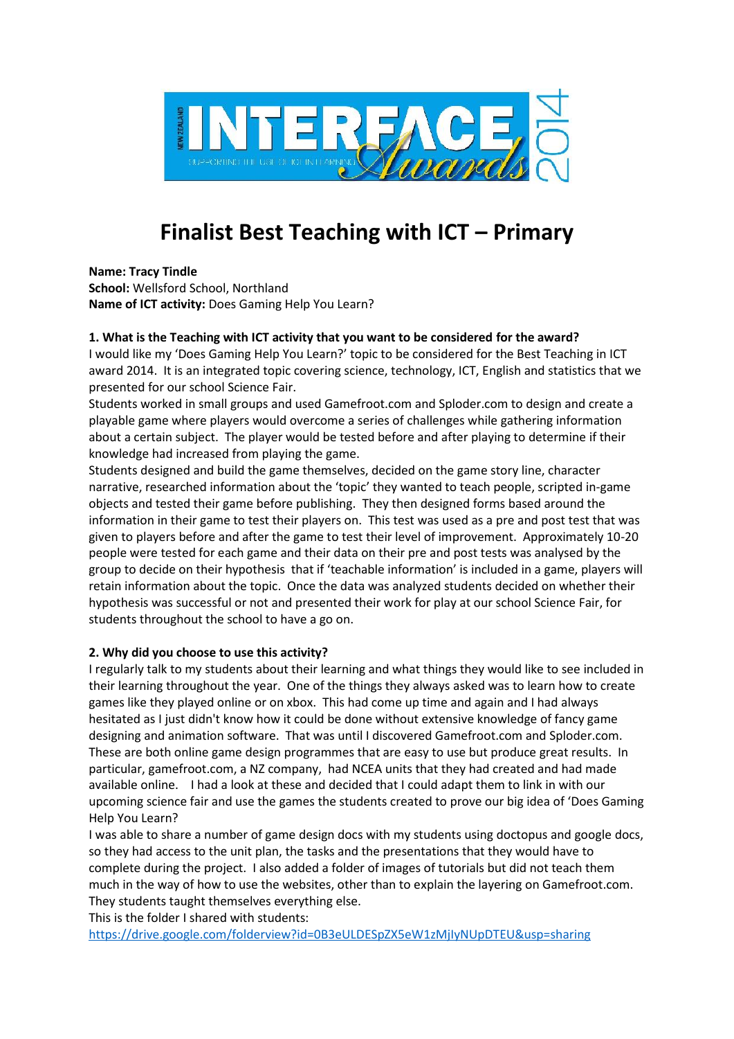# Finalist Best Teaching with ICT – Primary

**Name: Tracy Tindle**
**School:** Wellsford School, Northland
**Name of ICT activity:** Does Gaming Help You Learn?

**1. What is the Teaching with ICT activity that you want to be considered for the award?**

I would like my 'Does Gaming Help You Learn?' topic to be considered for the Best Teaching in ICT award 2014. It is an integrated topic covering science, technology, ICT, English and statistics that we presented for our school Science Fair.

Students worked in small groups and used Gamefroot.com and Sploder.com to design and create a playable game where players would overcome a series of challenges while gathering information about a certain subject. The player would be tested before and after playing to determine if their knowledge had increased from playing the game.

Students designed and build the game themselves, decided on the game story line, character narrative, researched information about the 'topic' they wanted to teach people, scripted in-game objects and tested their game before publishing. They then designed forms based around the information in their game to test their players on. This test was used as a pre and post test that was given to players before and after the game to test their level of improvement. Approximately 10-20 people were tested for each game and their data on their pre and post tests was analysed by the group to decide on their hypothesis that if 'teachable information' is included in a game, players will retain information about the topic. Once the data was analyzed students decided on whether their hypothesis was successful or not and presented their work for play at our school Science Fair, for students throughout the school to have a go on.

**2. Why did you choose to use this activity?**

I regularly talk to my students about their learning and what things they would like to see included in their learning throughout the year. One of the things they always asked was to learn how to create games like they played online or on xbox. This had come up time and again and I had always hesitated as I just didn't know how it could be done without extensive knowledge of fancy game designing and animation software. That was until I discovered Gamefroot.com and Sploder.com. These are both online game design programmes that are easy to use but produce great results. In particular, gamefroot.com, a NZ company, had NCEA units that they had created and had made available online. I had a look at these and decided that I could adapt them to link in with our upcoming science fair and use the games the students created to prove our big idea of 'Does Gaming Help You Learn?

I was able to share a number of game design docs with my students using doctopus and google docs, so they had access to the unit plan, the tasks and the presentations that they would have to complete during the project. I also added a folder of images of tutorials but did not teach them much in the way of how to use the websites, other than to explain the layering on Gamefroot.com. They students taught themselves everything else.

This is the folder I shared with students:
https://drive.google.com/folderview?id=0B3eULDESpZX5eW1zMjIyNUpDTEU&usp=sharing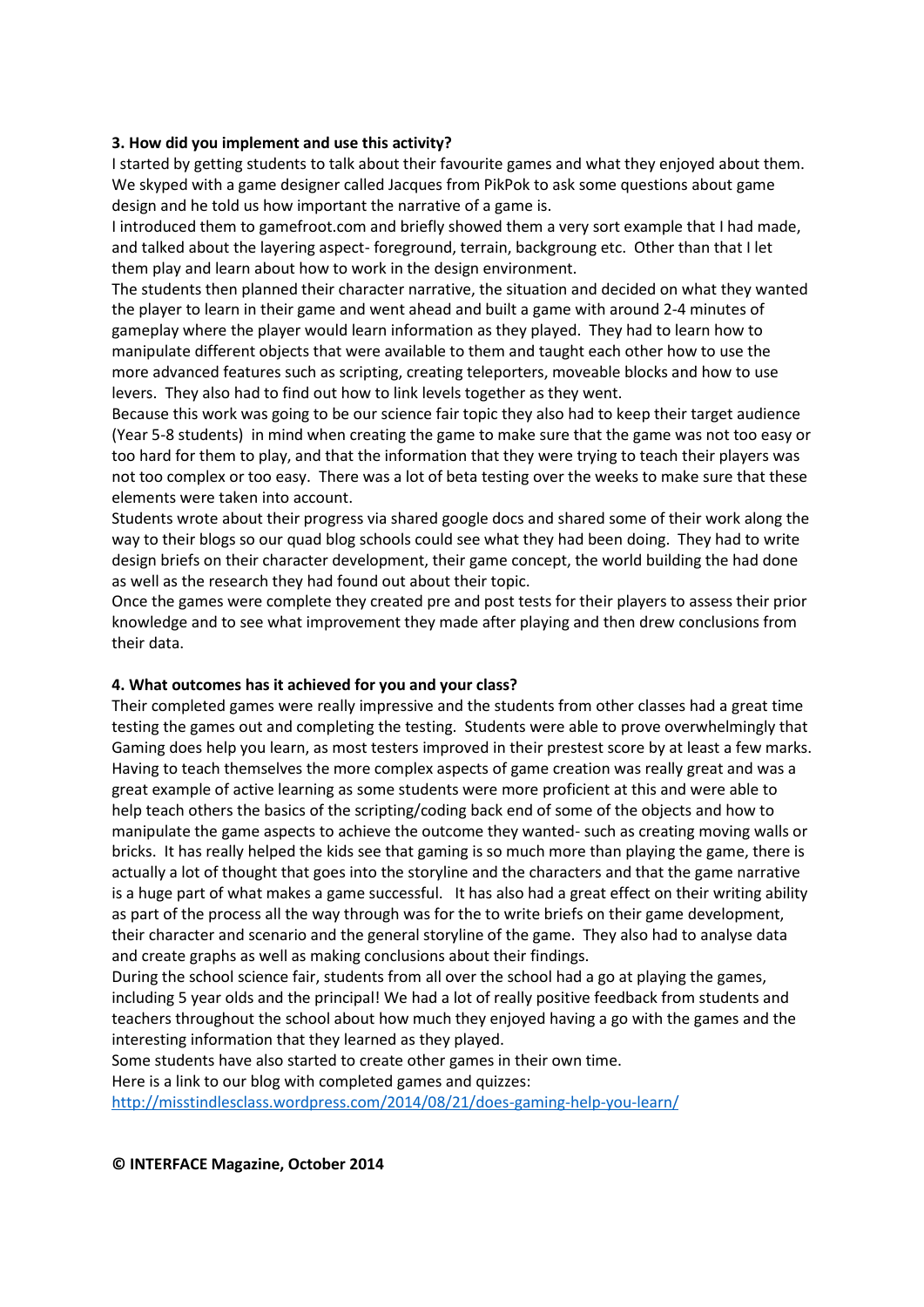**3. How did you implement and use this activity?**

I started by getting students to talk about their favourite games and what they enjoyed about them. We skyped with a game designer called Jacques from PikPok to ask some questions about game design and he told us how important the narrative of a game is.

I introduced them to gamefroot.com and briefly showed them a very sort example that I had made, and talked about the layering aspect- foreground, terrain, backgroung etc. Other than that I let them play and learn about how to work in the design environment.

The students then planned their character narrative, the situation and decided on what they wanted the player to learn in their game and went ahead and built a game with around 2-4 minutes of gameplay where the player would learn information as they played. They had to learn how to manipulate different objects that were available to them and taught each other how to use the more advanced features such as scripting, creating teleporters, moveable blocks and how to use levers. They also had to find out how to link levels together as they went.

Because this work was going to be our science fair topic they also had to keep their target audience (Year 5-8 students) in mind when creating the game to make sure that the game was not too easy or too hard for them to play, and that the information that they were trying to teach their players was not too complex or too easy. There was a lot of beta testing over the weeks to make sure that these elements were taken into account.

Students wrote about their progress via shared google docs and shared some of their work along the way to their blogs so our quad blog schools could see what they had been doing. They had to write design briefs on their character development, their game concept, the world building the had done as well as the research they had found out about their topic.

Once the games were complete they created pre and post tests for their players to assess their prior knowledge and to see what improvement they made after playing and then drew conclusions from their data.

**4. What outcomes has it achieved for you and your class?**

Their completed games were really impressive and the students from other classes had a great time testing the games out and completing the testing. Students were able to prove overwhelmingly that Gaming does help you learn, as most testers improved in their prestest score by at least a few marks. Having to teach themselves the more complex aspects of game creation was really great and was a great example of active learning as some students were more proficient at this and were able to help teach others the basics of the scripting/coding back end of some of the objects and how to manipulate the game aspects to achieve the outcome they wanted- such as creating moving walls or bricks. It has really helped the kids see that gaming is so much more than playing the game, there is actually a lot of thought that goes into the storyline and the characters and that the game narrative is a huge part of what makes a game successful. It has also had a great effect on their writing ability as part of the process all the way through was for the to write briefs on their game development, their character and scenario and the general storyline of the game. They also had to analyse data and create graphs as well as making conclusions about their findings.

During the school science fair, students from all over the school had a go at playing the games, including 5 year olds and the principal! We had a lot of really positive feedback from students and teachers throughout the school about how much they enjoyed having a go with the games and the interesting information that they learned as they played.

Some students have also started to create other games in their own time.

Here is a link to our blog with completed games and quizzes:

http://misstindlesclass.wordpress.com/2014/08/21/does-gaming-help-you-learn/

**© INTERFACE Magazine, October 2014**